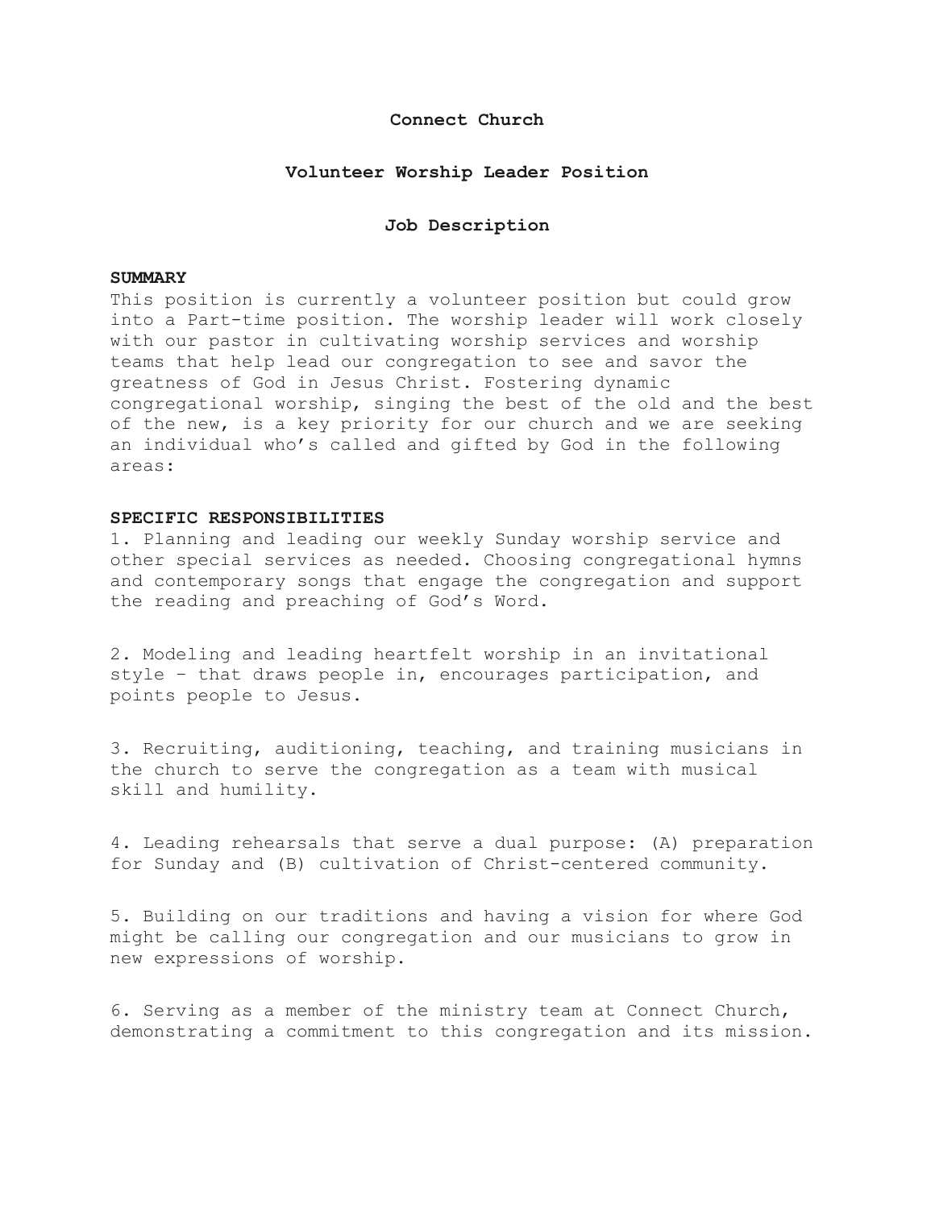**Connect Church**

**Volunteer Worship Leader Position**

**Job Description**

**SUMMARY**

This position is currently a volunteer position but could grow into a Part-time position. The worship leader will work closely with our pastor in cultivating worship services and worship teams that help lead our congregation to see and savor the greatness of God in Jesus Christ. Fostering dynamic congregational worship, singing the best of the old and the best of the new, is a key priority for our church and we are seeking an individual who's called and gifted by God in the following areas:

**SPECIFIC RESPONSIBILITIES**

1. Planning and leading our weekly Sunday worship service and other special services as needed. Choosing congregational hymns and contemporary songs that engage the congregation and support the reading and preaching of God's Word.

2. Modeling and leading heartfelt worship in an invitational style – that draws people in, encourages participation, and points people to Jesus.

3. Recruiting, auditioning, teaching, and training musicians in the church to serve the congregation as a team with musical skill and humility.

4. Leading rehearsals that serve a dual purpose: (A) preparation for Sunday and (B) cultivation of Christ-centered community.

5. Building on our traditions and having a vision for where God might be calling our congregation and our musicians to grow in new expressions of worship.

6. Serving as a member of the ministry team at Connect Church, demonstrating a commitment to this congregation and its mission.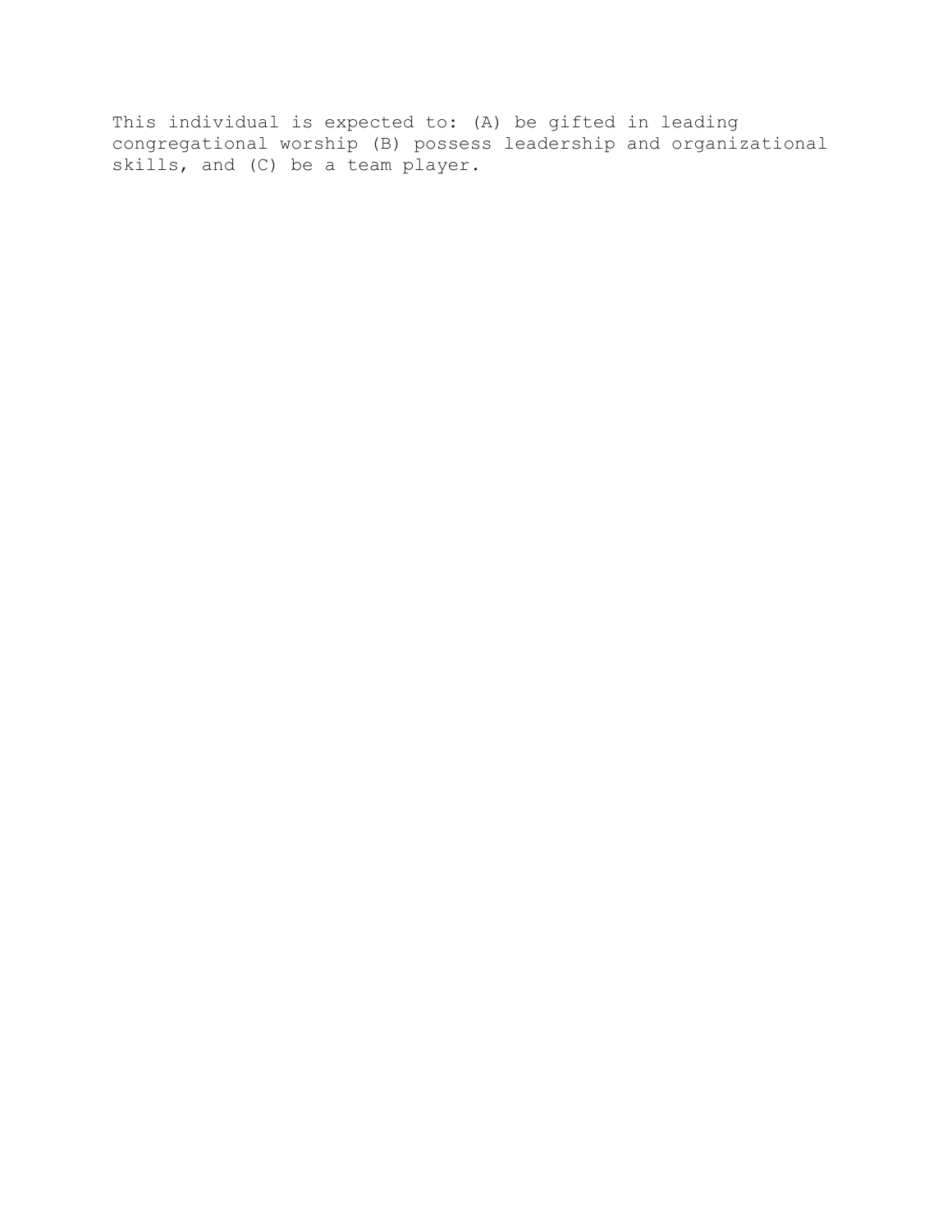This individual is expected to: (A) be gifted in leading congregational worship (B) possess leadership and organizational skills, and (C) be a team player.